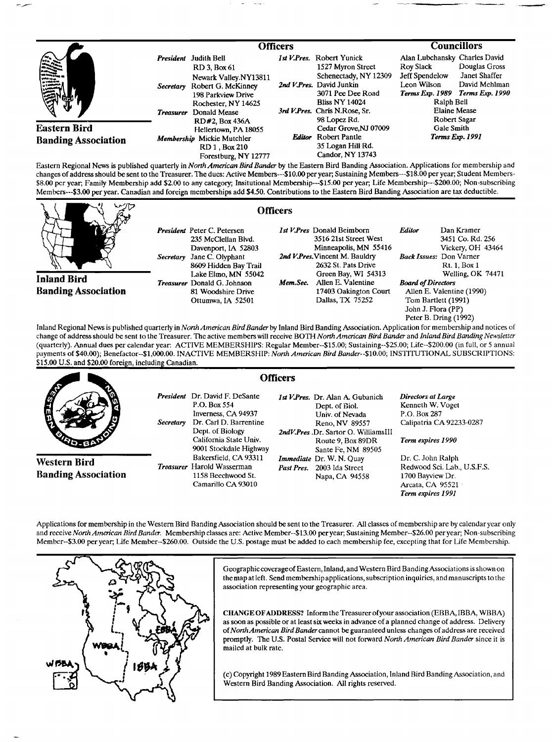## Eastern Bird Banding Association

### Officers

***President*** Judith Bell
RD 3, Box 61
Newark Valley.NY13811

***Secretary*** Robert G. McKinney
198 Parkview Drive
Rochester, NY 14625

***Treasurer*** Donald Mease
RD#2, Box 436A
Hellertown, PA 18055

***Membership*** Mickie Mutchler
RD 1, Box 210
Forestburg, NY 12777

***1st V.Pres.*** Robert Yunick
1527 Myron Street
Schenectady, NY 12309

***2nd V.Pres.*** David Junkin
3071 Pee Dee Road
Bliss NY 14024

***3rd V.Pres.*** Chris N.Rose, Sr.
98 Lopez Rd.
Cedar Grove,NJ 07009

***Editor*** Robert Pantle
35 Logan Hill Rd.
Candor, NY 13743

### Councillors

Alan Lubchansky, Roy Slack, Jeff Spendelow, Leon Wilson
***Terms Exp. 1989***

Charles David, Douglas Gross, Janet Shaffer, David Mehlman
***Terms Exp. 1990***

Ralph Bell, Elaine Mease, Robert Sagar, Gale Smith
***Terms Exp. 1991***

Eastern Regional News is published quarterly in *North American Bird Bander* by the Eastern Bird Banding Association. Applications for membership and changes of address should be sent to the Treasurer. The dues: Active Members---$10.00 per year; Sustaining Members---$18.00 per year; Student Members-$8.00 per year; Family Membership add $2.00 to any category; Insitutional Membership---$15.00 per year; Life Membership---$200.00; Non-subscribing Members---$3.00 per year. Canadian and foreign memberships add $4.50. Contributions to the Eastern Bird Banding Association are tax deductible.

## Inland Bird Banding Association

### Officers

***President*** Peter C. Petersen
235 McClellan Blvd.
Davenport, IA 52803

***Secretary*** Jane C. Olyphant
8609 Hidden Bay Trail
Lake Elmo, MN 55042

***Treasurer*** Donald G. Johnson
81 Woodshire Drive
Ottumwa, IA 52501

***1st V.Pres*** Donald Beimborn
3516 21st Street West
Minneapolis, MN 55416

***2nd V.Pres.*** Vincent M. Bauldry
2632 St. Pats Drive
Green Bay, WI 54313

***Mem.Sec.*** Allen E. Valentine
17403 Oakington Court
Dallas, TX 75252

***Editor*** Dan Kramer
3451 Co. Rd. 256
Vickery, OH 43464

***Back Issues:*** Don Varner
Rt. 1, Box 1
Welling, OK 74471

***Board of Directors***
Allen E. Valentine (1990)
Tom Bartlett (1991)
John J. Flora (PP)
Peter B. Dring (1992)

Inland Regional News is published quarterly in *North American Bird Bander* by Inland Bird Banding Association. Application for membership and notices of change of address should be sent to the Treasurer. The active members will receive BOTH *North American Bird Bander* and *Inland Bird Banding Newsletter* (quarterly). Annual dues per calendar year: ACTIVE MEMBERSHIPS: Regular Member--$15.00; Sustaining--$25.00; Life--$200.00 (in full, or 5 annual payments of $40.00); Benefactor--$1,000.00. INACTIVE MEMBERSHIP: *North American Bird Bander*--$10.00; INSTITUTIONAL SUBSCRIPTIONS: $15.00 U.S. and $20.00 foreign, including Canadian.

## Western Bird Banding Association

### Officers

***President*** Dr. David F. DeSante
P.O. Box 554
Inverness, CA 94937

***Secretary*** Dr. Carl D. Barrentine
Dept. of Biology
California State Univ.
9001 Stockdale Highway
Bakersfield, CA 93311

***Treasurer*** Harold Wasserman
1158 Beechwood St.
Camarillo CA 93010

***1st V.Pres.*** Dr. Alan A. Gubanich
Dept. of Biol.
Univ. of Nevada
Reno, NV 89557

***2ndV.Pres.*** Dr. Sartor O. WilliamsIII
Route 9, Box 89DR
Sante Fe, NM 89505

***Immediate Past Pres.*** Dr. W. N. Quay
2003 Ida Street
Napa, CA 94558

***Directors at Large***
Kenneth W. Voget
P.O. Box 287
Calipatria CA 92233-0287
*Term expires 1990*

Dr. C. John Ralph
Redwood Sci. Lab., U.S.F.S.
1700 Bayview Dr.
Arcata, CA 95521
*Term expires 1991*

Applications for membership in the Western Bird Banding Association should be sent to the Treasurer. All classes of membership are by calendar year only and receive *North American Bird Bander*. Membership classes are: Active Member--$13.00 per year; Sustaining Member--$26.00 per year; Non-subscribing Member--$3.00 per year; Life Member--$260.00. Outside the U.S. postage must be added to each membership fee, excepting that for Life Membership.

Geographic coverage of Eastern, Inland, and Western Bird Banding Associations is shown on the map at left. Send membership applications, subscription inquiries, and manuscripts to the association representing your geographic area.

**CHANGE OF ADDRESS?** Inform the Treasurer of your association (EBBA, IBBA, WBBA) as soon as possible or at least six weeks in advance of a planned change of address. Delivery of *North American Bird Bander* cannot be guaranteed unless changes of address are received promptly. The U.S. Postal Service will not forward *North American Bird Bander* since it is mailed at bulk rate.

(c) Copyright 1989 Eastern Bird Banding Association, Inland Bird Banding Association, and Western Bird Banding Association. All rights reserved.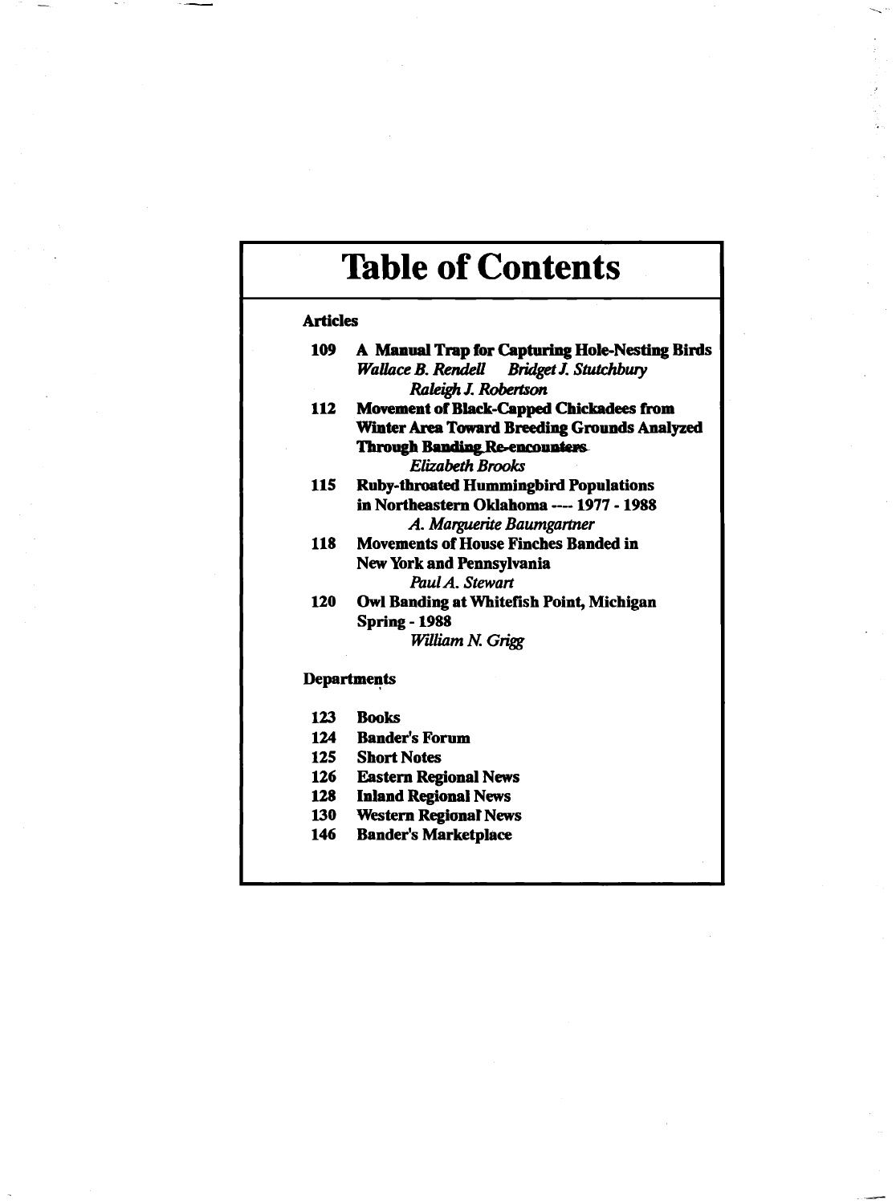# Table of Contents

## Articles

**109 A Manual Trap for Capturing Hole-Nesting Birds**
*Wallace B. Rendell Bridget J. Stutchbury Raleigh J. Robertson*

**112 Movement of Black-Capped Chickadees from Winter Area Toward Breeding Grounds Analyzed Through Banding Re-encounters**
*Elizabeth Brooks*

**115 Ruby-throated Hummingbird Populations in Northeastern Oklahoma ---- 1977 - 1988**
*A. Marguerite Baumgartner*

**118 Movements of House Finches Banded in New York and Pennsylvania**
*Paul A. Stewart*

**120 Owl Banding at Whitefish Point, Michigan Spring - 1988**
*William N. Grigg*

## Departments

**123 Books**
**124 Bander's Forum**
**125 Short Notes**
**126 Eastern Regional News**
**128 Inland Regional News**
**130 Western Regional News**
**146 Bander's Marketplace**